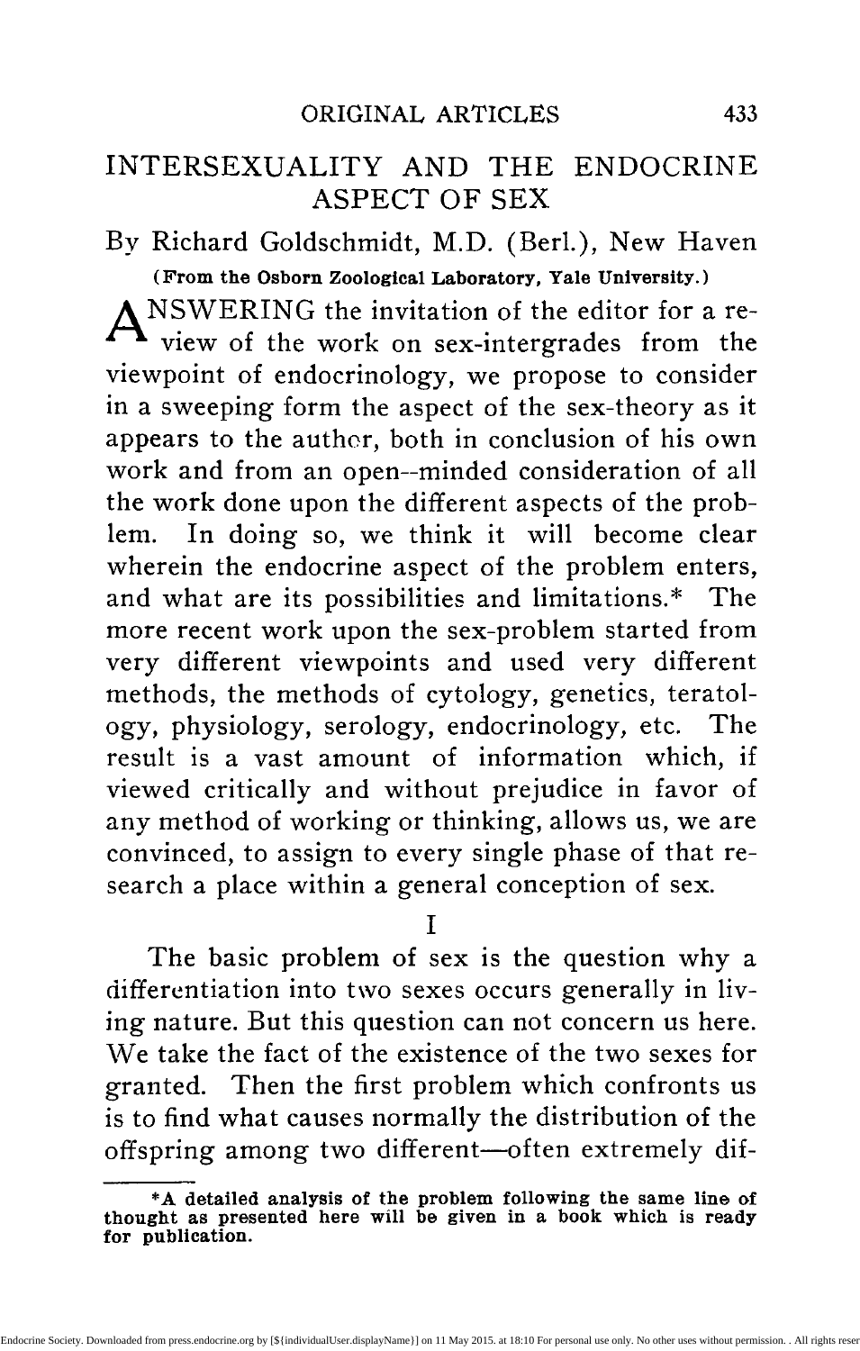ORIGINAL ARTICLES

# INTERSEXUALITY AND THE ENDOCRINE ASPECT OF SEX

By Richard Goldschmidt, M.D. (Berl.), New Haven

**(From the Osborn Zoological Laboratory, Yale University.)**

ANSWERING the invitation of the editor for a review of the work on sex-intergrades from the viewpoint of endocrinology, we propose to consider in a sweeping form the aspect of the sex-theory as it appears to the author, both in conclusion of his own work and from an open--minded consideration of all the work done upon the different aspects of the problem. In doing so, we think it will become clear wherein the endocrine aspect of the problem enters, and what are its possibilities and limitations.* The more recent work upon the sex-problem started from very different viewpoints and used very different methods, the methods of cytology, genetics, teratology, physiology, serology, endocrinology, etc. The result is a vast amount of information which, if viewed critically and without prejudice in favor of any method of working or thinking, allows us, we are convinced, to assign to every single phase of that research a place within a general conception of sex.

## I

The basic problem of sex is the question why a differentiation into two sexes occurs generally in living nature. But this question can not concern us here. We take the fact of the existence of the two sexes for granted. Then the first problem which confronts us is to find what causes normally the distribution of the offspring among two different—often extremely dif-

**\*A detailed analysis of the problem following the same line of thought as presented here will be given in a book which is ready for publication.**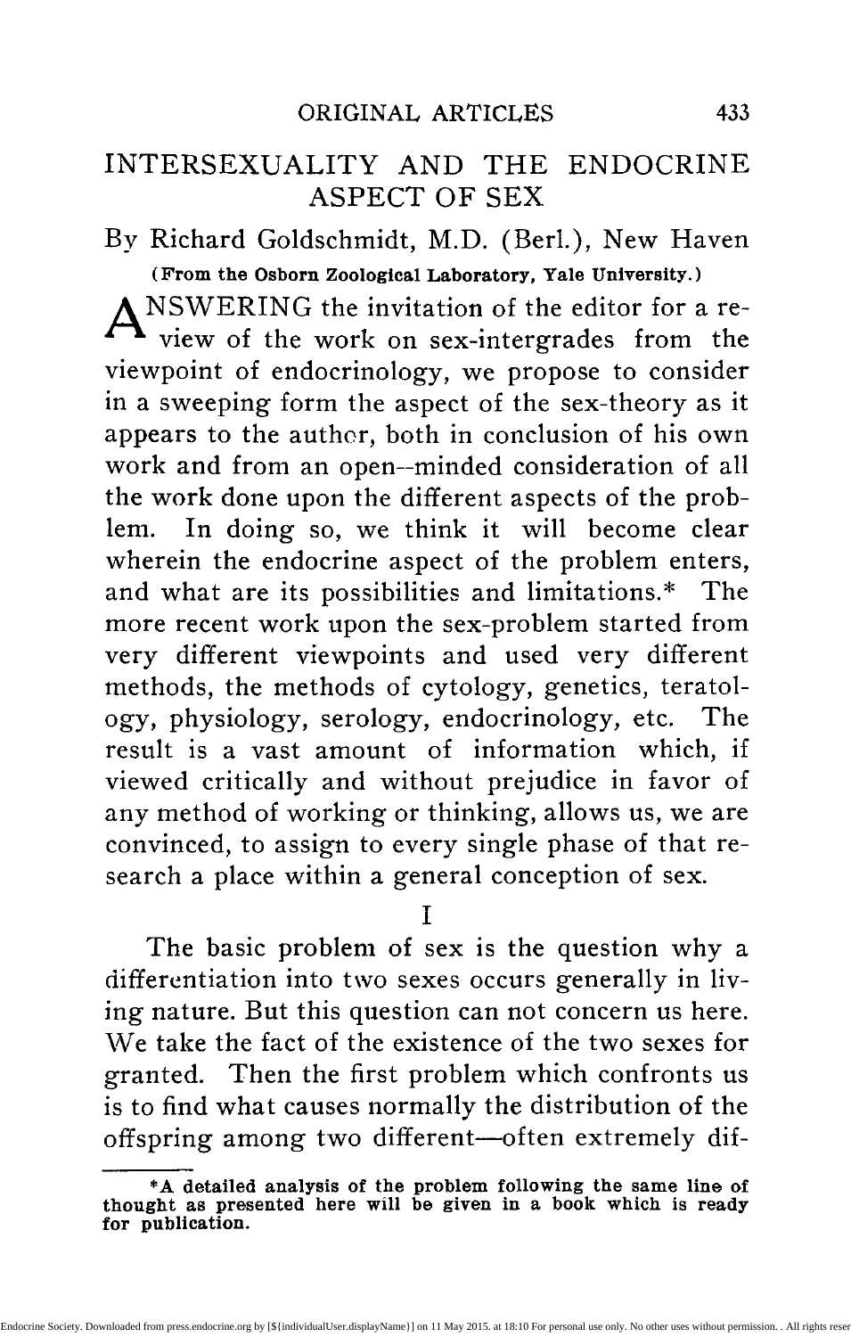# INTERSEXUALITY AND THE ENDOCRINE ASPECT OF SEX

By Richard Goldschmidt, M.D. (Berl.), New Haven

**(From the Osborn Zoological Laboratory, Yale University.)**

ANSWERING the invitation of the editor for a review of the work on sex-intergrades from the viewpoint of endocrinology, we propose to consider in a sweeping form the aspect of the sex-theory as it appears to the author, both in conclusion of his own work and from an open--minded consideration of all the work done upon the different aspects of the problem. In doing so, we think it will become clear wherein the endocrine aspect of the problem enters, and what are its possibilities and limitations.* The more recent work upon the sex-problem started from very different viewpoints and used very different methods, the methods of cytology, genetics, teratology, physiology, serology, endocrinology, etc. The result is a vast amount of information which, if viewed critically and without prejudice in favor of any method of working or thinking, allows us, we are convinced, to assign to every single phase of that research a place within a general conception of sex.

## I

The basic problem of sex is the question why a differentiation into two sexes occurs generally in living nature. But this question can not concern us here. We take the fact of the existence of the two sexes for granted. Then the first problem which confronts us is to find what causes normally the distribution of the offspring among two different—often extremely dif-

*A detailed analysis of the problem following the same line of thought as presented here will be given in a book which is ready for publication.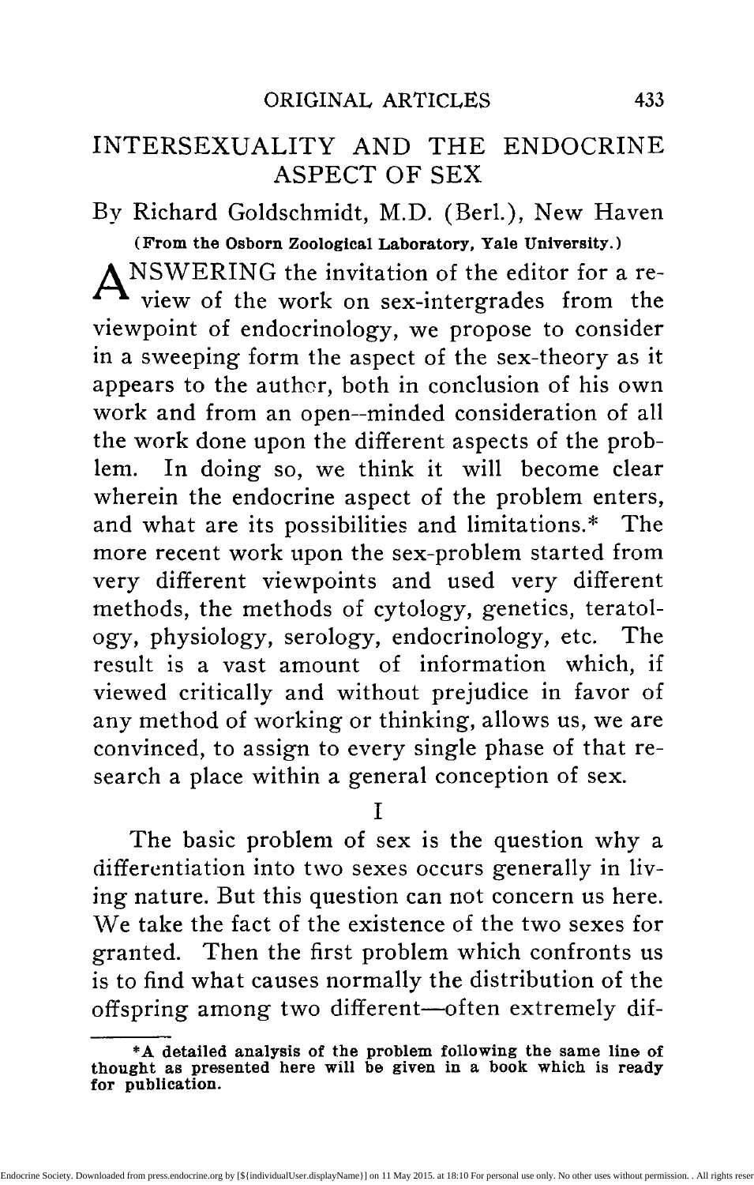# INTERSEXUALITY AND THE ENDOCRINE ASPECT OF SEX

By Richard Goldschmidt, M.D. (Berl.), New Haven

**(From the Osborn Zoological Laboratory, Yale University.)**

ANSWERING the invitation of the editor for a review of the work on sex-intergrades from the viewpoint of endocrinology, we propose to consider in a sweeping form the aspect of the sex-theory as it appears to the author, both in conclusion of his own work and from an open--minded consideration of all the work done upon the different aspects of the problem. In doing so, we think it will become clear wherein the endocrine aspect of the problem enters, and what are its possibilities and limitations.* The more recent work upon the sex-problem started from very different viewpoints and used very different methods, the methods of cytology, genetics, teratology, physiology, serology, endocrinology, etc. The result is a vast amount of information which, if viewed critically and without prejudice in favor of any method of working or thinking, allows us, we are convinced, to assign to every single phase of that research a place within a general conception of sex.

## I

The basic problem of sex is the question why a differentiation into two sexes occurs generally in living nature. But this question can not concern us here. We take the fact of the existence of the two sexes for granted. Then the first problem which confronts us is to find what causes normally the distribution of the offspring among two different—often extremely dif-

**\*A detailed analysis of the problem following the same line of thought as presented here will be given in a book which is ready for publication.**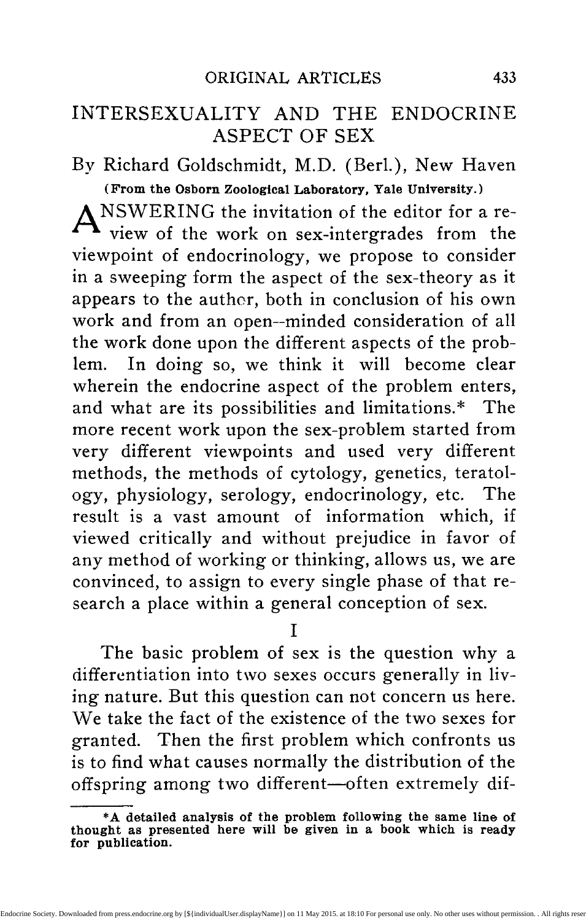# INTERSEXUALITY AND THE ENDOCRINE ASPECT OF SEX

By Richard Goldschmidt, M.D. (Berl.), New Haven

**(From the Osborn Zoological Laboratory, Yale University.)**

ANSWERING the invitation of the editor for a review of the work on sex-intergrades from the viewpoint of endocrinology, we propose to consider in a sweeping form the aspect of the sex-theory as it appears to the author, both in conclusion of his own work and from an open--minded consideration of all the work done upon the different aspects of the problem. In doing so, we think it will become clear wherein the endocrine aspect of the problem enters, and what are its possibilities and limitations.* The more recent work upon the sex-problem started from very different viewpoints and used very different methods, the methods of cytology, genetics, teratology, physiology, serology, endocrinology, etc. The result is a vast amount of information which, if viewed critically and without prejudice in favor of any method of working or thinking, allows us, we are convinced, to assign to every single phase of that research a place within a general conception of sex.

## I

The basic problem of sex is the question why a differentiation into two sexes occurs generally in living nature. But this question can not concern us here. We take the fact of the existence of the two sexes for granted. Then the first problem which confronts us is to find what causes normally the distribution of the offspring among two different—often extremely dif-

*A detailed analysis of the problem following the same line of thought as presented here will be given in a book which is ready for publication.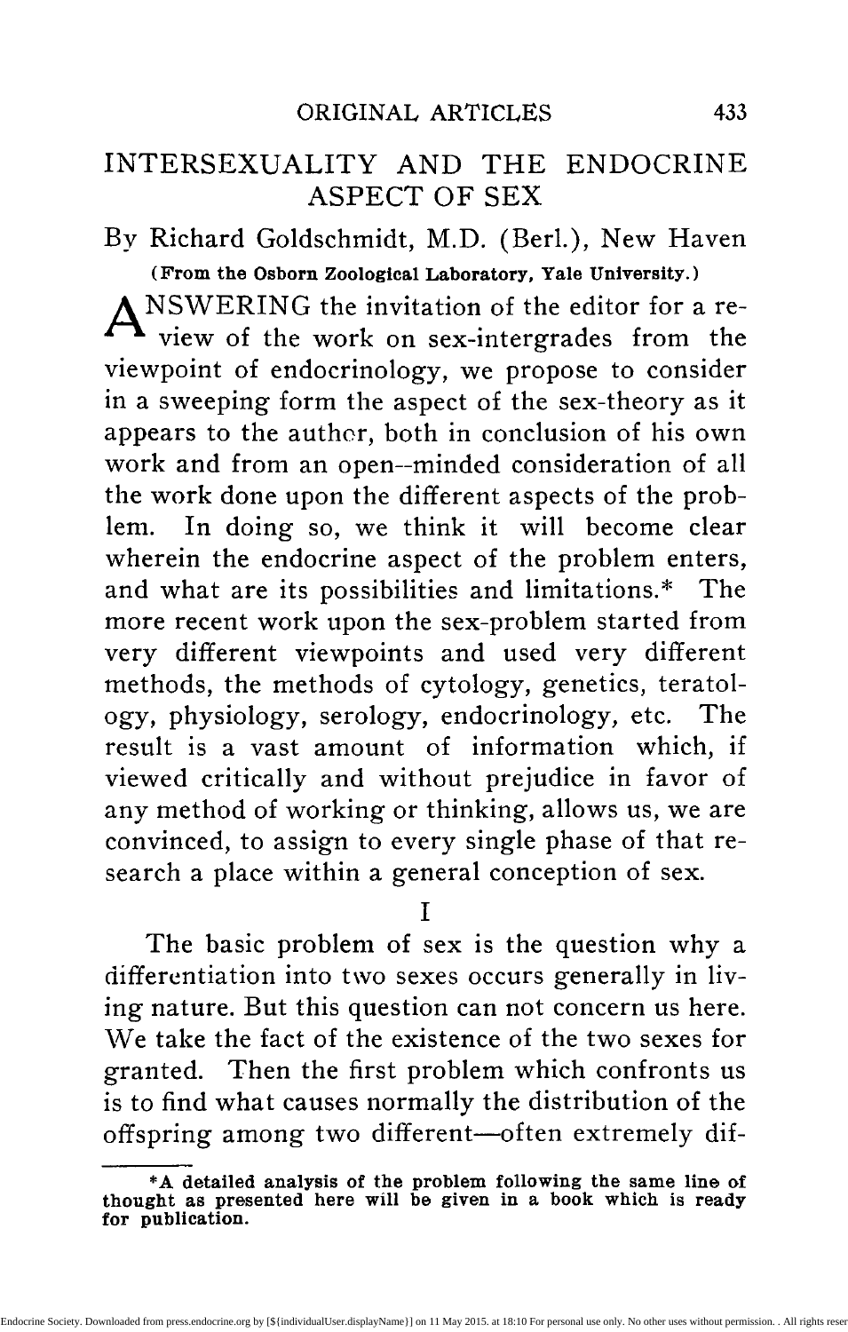# INTERSEXUALITY AND THE ENDOCRINE ASPECT OF SEX

By Richard Goldschmidt, M.D. (Berl.), New Haven

**(From the Osborn Zoological Laboratory, Yale University.)**

ANSWERING the invitation of the editor for a review of the work on sex-intergrades from the viewpoint of endocrinology, we propose to consider in a sweeping form the aspect of the sex-theory as it appears to the author, both in conclusion of his own work and from an open--minded consideration of all the work done upon the different aspects of the problem. In doing so, we think it will become clear wherein the endocrine aspect of the problem enters, and what are its possibilities and limitations.* The more recent work upon the sex-problem started from very different viewpoints and used very different methods, the methods of cytology, genetics, teratology, physiology, serology, endocrinology, etc. The result is a vast amount of information which, if viewed critically and without prejudice in favor of any method of working or thinking, allows us, we are convinced, to assign to every single phase of that research a place within a general conception of sex.

## I

The basic problem of sex is the question why a differentiation into two sexes occurs generally in living nature. But this question can not concern us here. We take the fact of the existence of the two sexes for granted. Then the first problem which confronts us is to find what causes normally the distribution of the offspring among two different—often extremely dif-

---

*A detailed analysis of the problem following the same line of thought as presented here will be given in a book which is ready for publication.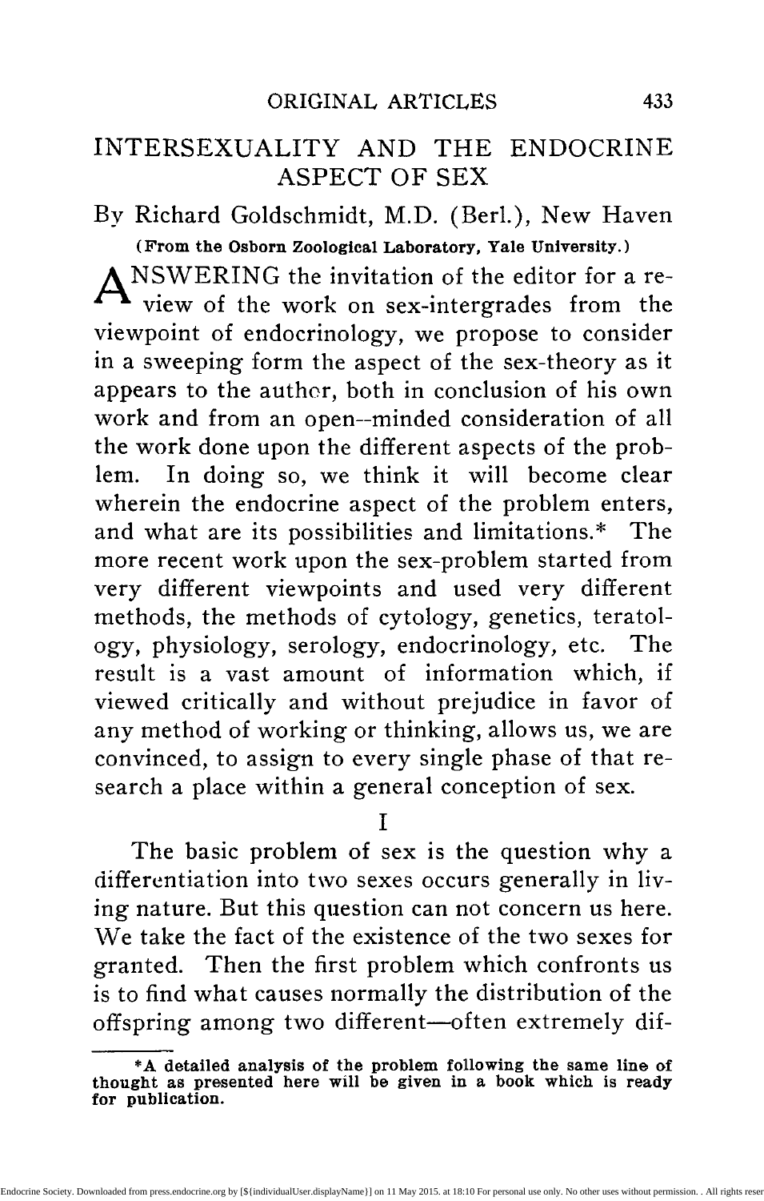# INTERSEXUALITY AND THE ENDOCRINE ASPECT OF SEX

By Richard Goldschmidt, M.D. (Berl.), New Haven

**(From the Osborn Zoological Laboratory, Yale University.)**

ANSWERING the invitation of the editor for a review of the work on sex-intergrades from the viewpoint of endocrinology, we propose to consider in a sweeping form the aspect of the sex-theory as it appears to the author, both in conclusion of his own work and from an open--minded consideration of all the work done upon the different aspects of the problem. In doing so, we think it will become clear wherein the endocrine aspect of the problem enters, and what are its possibilities and limitations.* The more recent work upon the sex-problem started from very different viewpoints and used very different methods, the methods of cytology, genetics, teratology, physiology, serology, endocrinology, etc. The result is a vast amount of information which, if viewed critically and without prejudice in favor of any method of working or thinking, allows us, we are convinced, to assign to every single phase of that research a place within a general conception of sex.

## I

The basic problem of sex is the question why a differentiation into two sexes occurs generally in living nature. But this question can not concern us here. We take the fact of the existence of the two sexes for granted. Then the first problem which confronts us is to find what causes normally the distribution of the offspring among two different—often extremely dif-

---

**\*A detailed analysis of the problem following the same line of thought as presented here will be given in a book which is ready for publication.**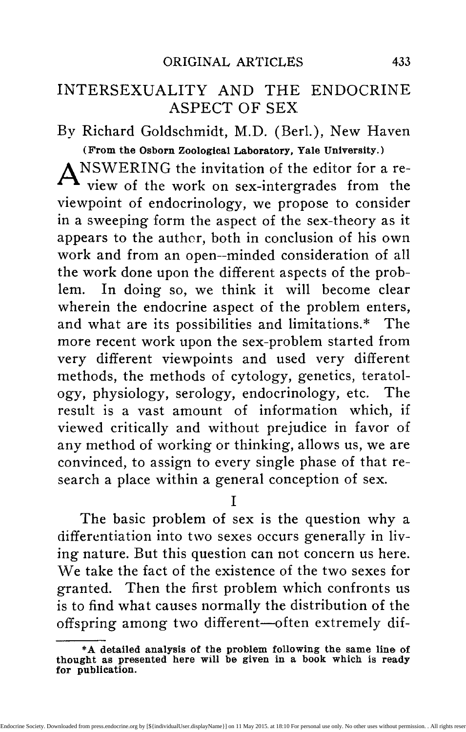# INTERSEXUALITY AND THE ENDOCRINE ASPECT OF SEX

By Richard Goldschmidt, M.D. (Berl.), New Haven

**(From the Osborn Zoological Laboratory, Yale University.)**

ANSWERING the invitation of the editor for a review of the work on sex-intergrades from the viewpoint of endocrinology, we propose to consider in a sweeping form the aspect of the sex-theory as it appears to the author, both in conclusion of his own work and from an open--minded consideration of all the work done upon the different aspects of the problem. In doing so, we think it will become clear wherein the endocrine aspect of the problem enters, and what are its possibilities and limitations.* The more recent work upon the sex-problem started from very different viewpoints and used very different methods, the methods of cytology, genetics, teratology, physiology, serology, endocrinology, etc. The result is a vast amount of information which, if viewed critically and without prejudice in favor of any method of working or thinking, allows us, we are convinced, to assign to every single phase of that research a place within a general conception of sex.

## I

The basic problem of sex is the question why a differentiation into two sexes occurs generally in living nature. But this question can not concern us here. We take the fact of the existence of the two sexes for granted. Then the first problem which confronts us is to find what causes normally the distribution of the offspring among two different—often extremely dif-

---

**\*A detailed analysis of the problem following the same line of thought as presented here will be given in a book which is ready for publication.**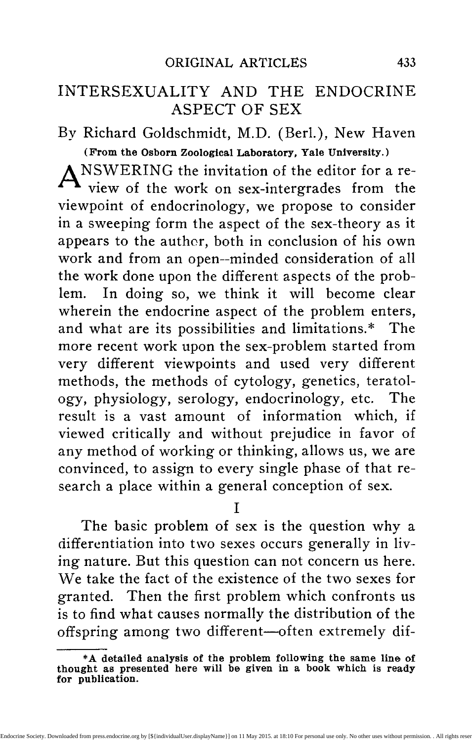# INTERSEXUALITY AND THE ENDOCRINE ASPECT OF SEX

By Richard Goldschmidt, M.D. (Berl.), New Haven

**(From the Osborn Zoological Laboratory, Yale University.)**

ANSWERING the invitation of the editor for a review of the work on sex-intergrades from the viewpoint of endocrinology, we propose to consider in a sweeping form the aspect of the sex-theory as it appears to the author, both in conclusion of his own work and from an open--minded consideration of all the work done upon the different aspects of the problem. In doing so, we think it will become clear wherein the endocrine aspect of the problem enters, and what are its possibilities and limitations.* The more recent work upon the sex-problem started from very different viewpoints and used very different methods, the methods of cytology, genetics, teratology, physiology, serology, endocrinology, etc. The result is a vast amount of information which, if viewed critically and without prejudice in favor of any method of working or thinking, allows us, we are convinced, to assign to every single phase of that research a place within a general conception of sex.

## I

The basic problem of sex is the question why a differentiation into two sexes occurs generally in living nature. But this question can not concern us here. We take the fact of the existence of the two sexes for granted. Then the first problem which confronts us is to find what causes normally the distribution of the offspring among two different—often extremely dif-

*A detailed analysis of the problem following the same line of thought as presented here will be given in a book which is ready for publication.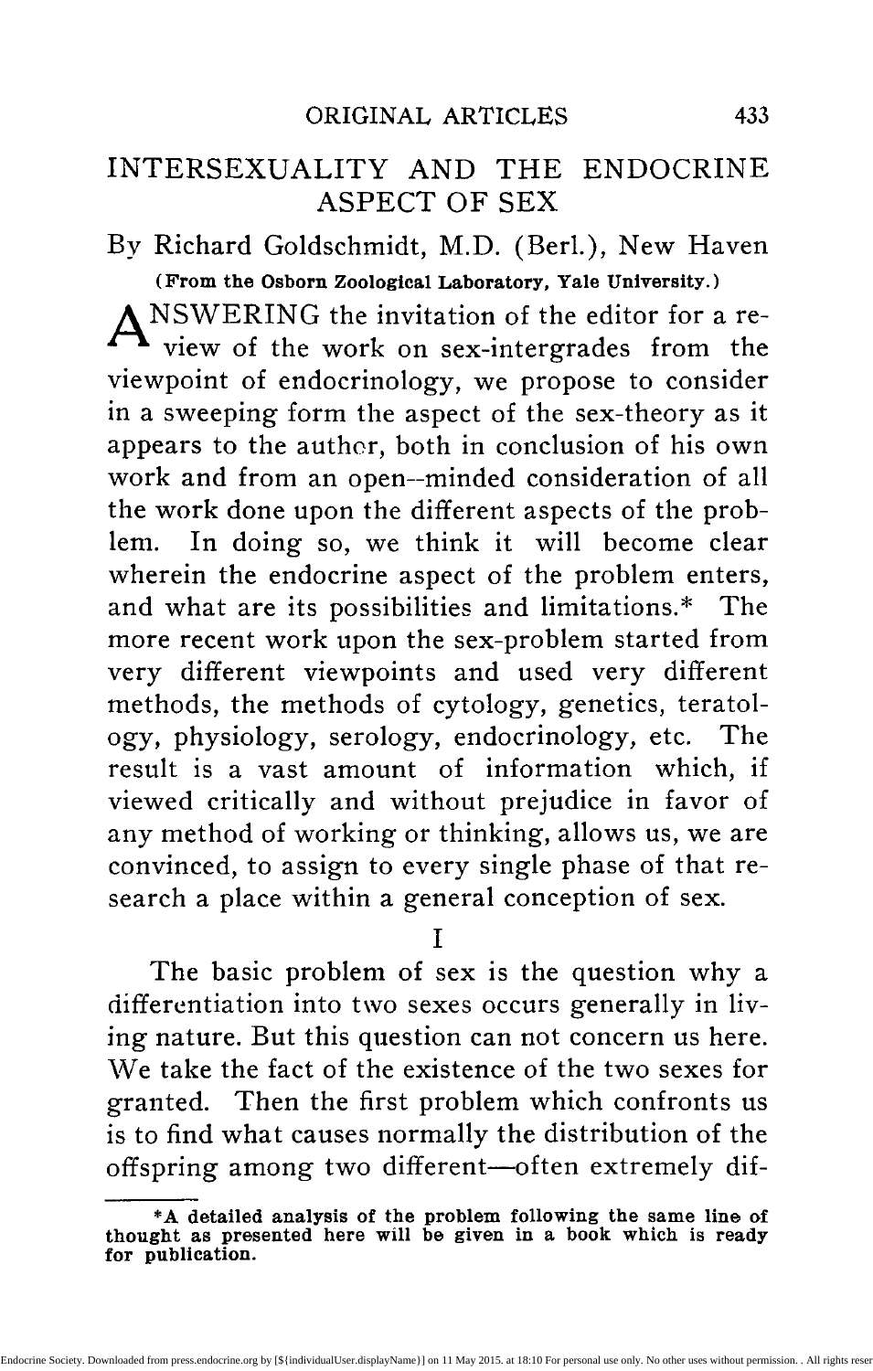# INTERSEXUALITY AND THE ENDOCRINE ASPECT OF SEX

By Richard Goldschmidt, M.D. (Berl.), New Haven

**(From the Osborn Zoological Laboratory, Yale University.)**

ANSWERING the invitation of the editor for a review of the work on sex-intergrades from the viewpoint of endocrinology, we propose to consider in a sweeping form the aspect of the sex-theory as it appears to the author, both in conclusion of his own work and from an open--minded consideration of all the work done upon the different aspects of the problem. In doing so, we think it will become clear wherein the endocrine aspect of the problem enters, and what are its possibilities and limitations.* The more recent work upon the sex-problem started from very different viewpoints and used very different methods, the methods of cytology, genetics, teratology, physiology, serology, endocrinology, etc. The result is a vast amount of information which, if viewed critically and without prejudice in favor of any method of working or thinking, allows us, we are convinced, to assign to every single phase of that research a place within a general conception of sex.

## I

The basic problem of sex is the question why a differentiation into two sexes occurs generally in living nature. But this question can not concern us here. We take the fact of the existence of the two sexes for granted. Then the first problem which confronts us is to find what causes normally the distribution of the offspring among two different—often extremely dif-

---

*A detailed analysis of the problem following the same line of thought as presented here will be given in a book which is ready for publication.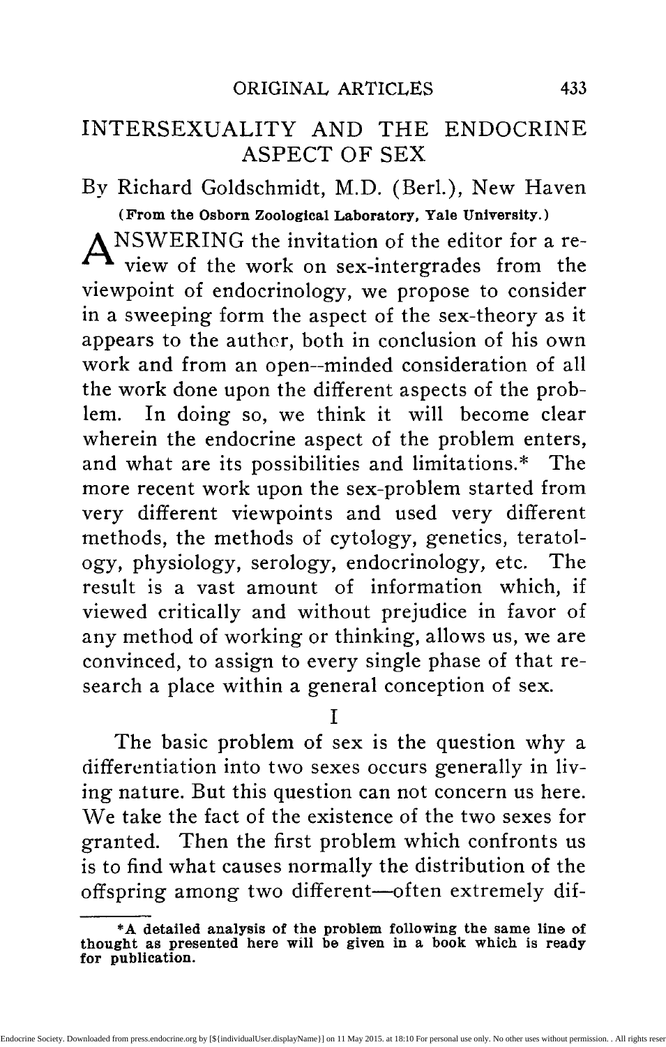# INTERSEXUALITY AND THE ENDOCRINE ASPECT OF SEX

By Richard Goldschmidt, M.D. (Berl.), New Haven

**(From the Osborn Zoological Laboratory, Yale University.)**

ANSWERING the invitation of the editor for a review of the work on sex-intergrades from the viewpoint of endocrinology, we propose to consider in a sweeping form the aspect of the sex-theory as it appears to the author, both in conclusion of his own work and from an open--minded consideration of all the work done upon the different aspects of the problem. In doing so, we think it will become clear wherein the endocrine aspect of the problem enters, and what are its possibilities and limitations.* The more recent work upon the sex-problem started from very different viewpoints and used very different methods, the methods of cytology, genetics, teratology, physiology, serology, endocrinology, etc. The result is a vast amount of information which, if viewed critically and without prejudice in favor of any method of working or thinking, allows us, we are convinced, to assign to every single phase of that research a place within a general conception of sex.

## I

The basic problem of sex is the question why a differentiation into two sexes occurs generally in living nature. But this question can not concern us here. We take the fact of the existence of the two sexes for granted. Then the first problem which confronts us is to find what causes normally the distribution of the offspring among two different—often extremely dif-

**\*A detailed analysis of the problem following the same line of thought as presented here will be given in a book which is ready for publication.**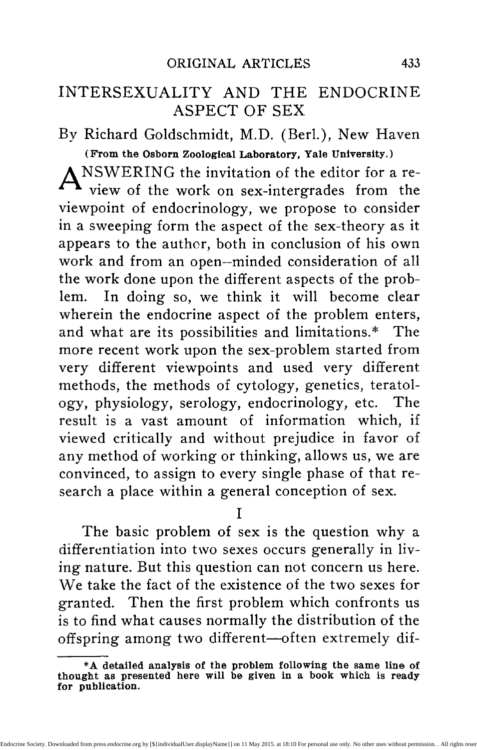# INTERSEXUALITY AND THE ENDOCRINE ASPECT OF SEX

By Richard Goldschmidt, M.D. (Berl.), New Haven

**(From the Osborn Zoological Laboratory, Yale University.)**

ANSWERING the invitation of the editor for a review of the work on sex-intergrades from the viewpoint of endocrinology, we propose to consider in a sweeping form the aspect of the sex-theory as it appears to the author, both in conclusion of his own work and from an open--minded consideration of all the work done upon the different aspects of the problem. In doing so, we think it will become clear wherein the endocrine aspect of the problem enters, and what are its possibilities and limitations.* The more recent work upon the sex-problem started from very different viewpoints and used very different methods, the methods of cytology, genetics, teratology, physiology, serology, endocrinology, etc. The result is a vast amount of information which, if viewed critically and without prejudice in favor of any method of working or thinking, allows us, we are convinced, to assign to every single phase of that research a place within a general conception of sex.

## I

The basic problem of sex is the question why a differentiation into two sexes occurs generally in living nature. But this question can not concern us here. We take the fact of the existence of the two sexes for granted. Then the first problem which confronts us is to find what causes normally the distribution of the offspring among two different—often extremely dif-

*A detailed analysis of the problem following the same line of thought as presented here will be given in a book which is ready for publication.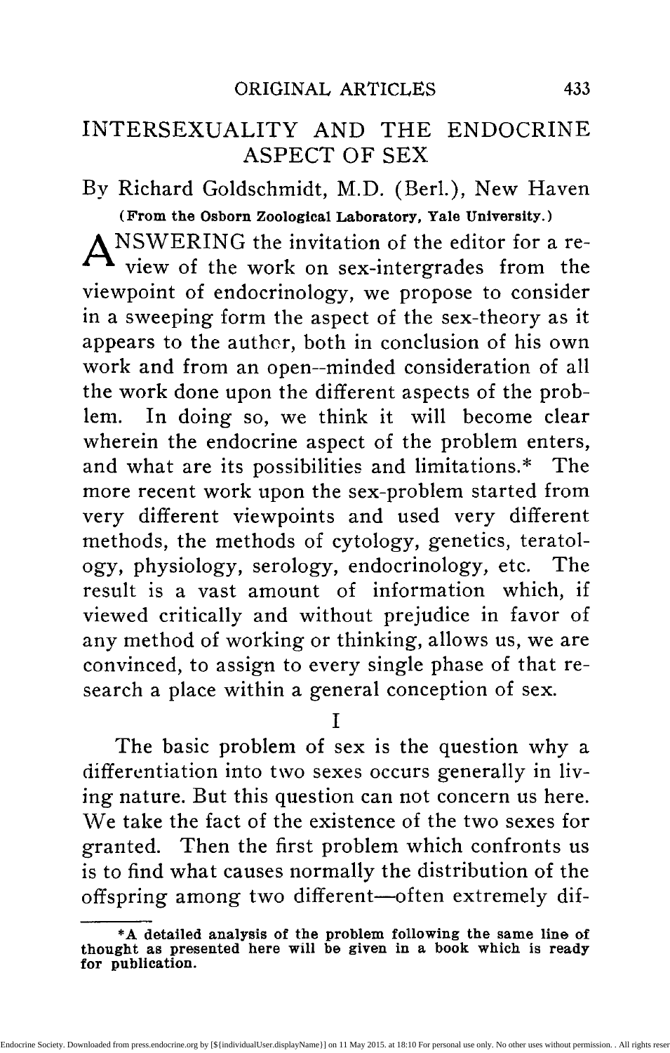# INTERSEXUALITY AND THE ENDOCRINE ASPECT OF SEX

By Richard Goldschmidt, M.D. (Berl.), New Haven

**(From the Osborn Zoological Laboratory, Yale University.)**

ANSWERING the invitation of the editor for a review of the work on sex-intergrades from the viewpoint of endocrinology, we propose to consider in a sweeping form the aspect of the sex-theory as it appears to the author, both in conclusion of his own work and from an open--minded consideration of all the work done upon the different aspects of the problem. In doing so, we think it will become clear wherein the endocrine aspect of the problem enters, and what are its possibilities and limitations.* The more recent work upon the sex-problem started from very different viewpoints and used very different methods, the methods of cytology, genetics, teratology, physiology, serology, endocrinology, etc. The result is a vast amount of information which, if viewed critically and without prejudice in favor of any method of working or thinking, allows us, we are convinced, to assign to every single phase of that research a place within a general conception of sex.

## I

The basic problem of sex is the question why a differentiation into two sexes occurs generally in living nature. But this question can not concern us here. We take the fact of the existence of the two sexes for granted. Then the first problem which confronts us is to find what causes normally the distribution of the offspring among two different—often extremely dif-

*A detailed analysis of the problem following the same line of thought as presented here will be given in a book which is ready for publication.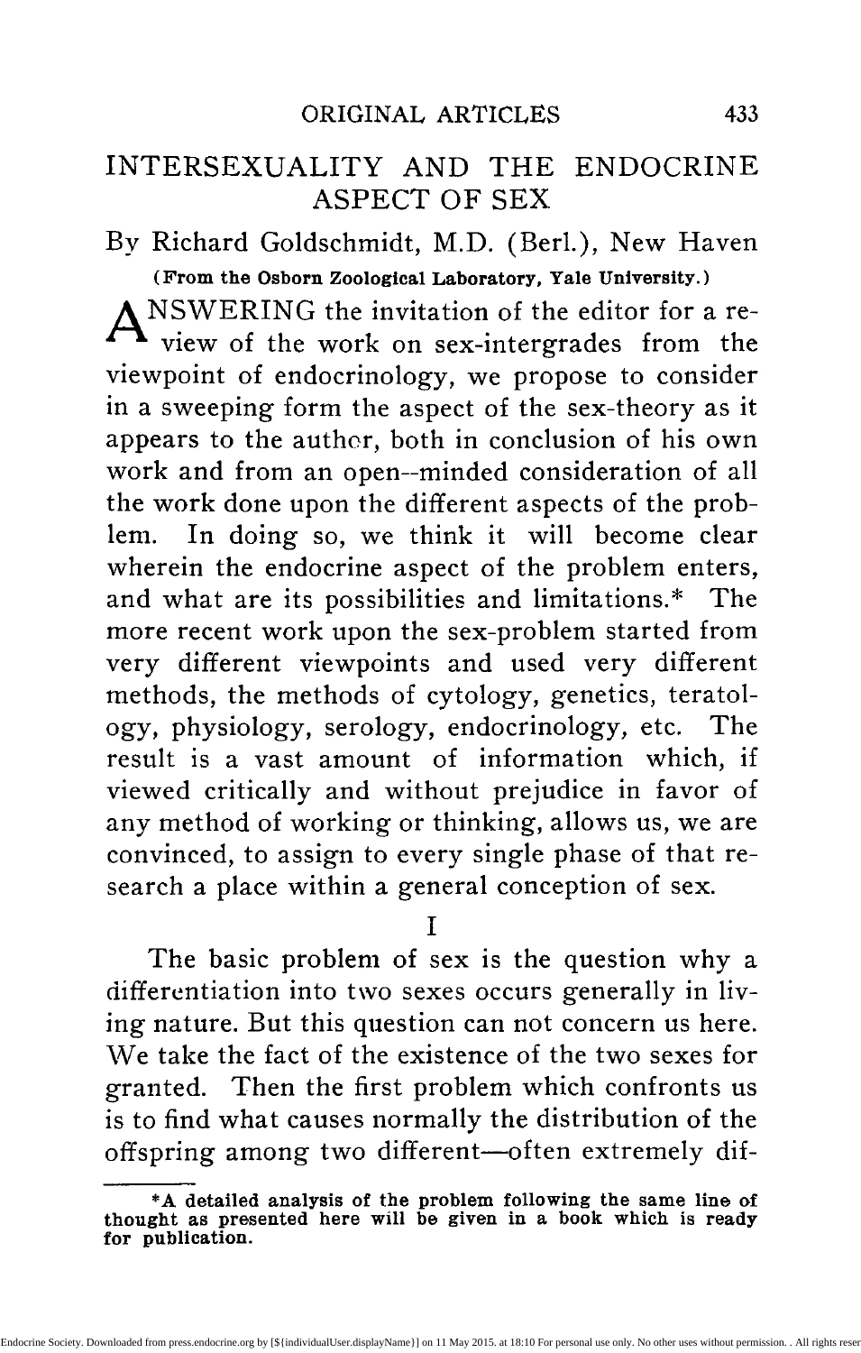# INTERSEXUALITY AND THE ENDOCRINE ASPECT OF SEX

By Richard Goldschmidt, M.D. (Berl.), New Haven

**(From the Osborn Zoological Laboratory, Yale University.)**

ANSWERING the invitation of the editor for a review of the work on sex-intergrades from the viewpoint of endocrinology, we propose to consider in a sweeping form the aspect of the sex-theory as it appears to the author, both in conclusion of his own work and from an open--minded consideration of all the work done upon the different aspects of the problem. In doing so, we think it will become clear wherein the endocrine aspect of the problem enters, and what are its possibilities and limitations.* The more recent work upon the sex-problem started from very different viewpoints and used very different methods, the methods of cytology, genetics, teratology, physiology, serology, endocrinology, etc. The result is a vast amount of information which, if viewed critically and without prejudice in favor of any method of working or thinking, allows us, we are convinced, to assign to every single phase of that research a place within a general conception of sex.

## I

The basic problem of sex is the question why a differentiation into two sexes occurs generally in living nature. But this question can not concern us here. We take the fact of the existence of the two sexes for granted. Then the first problem which confronts us is to find what causes normally the distribution of the offspring among two different—often extremely dif-

**\*A detailed analysis of the problem following the same line of thought as presented here will be given in a book which is ready for publication.**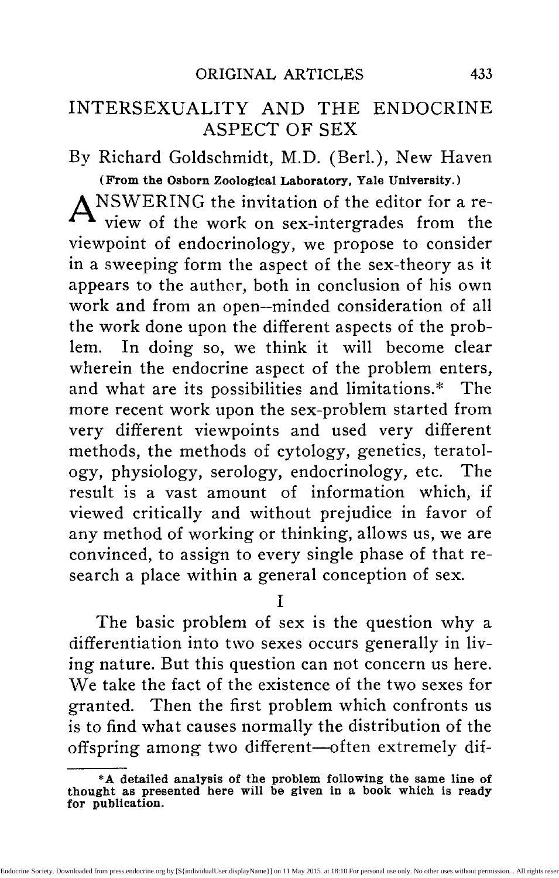# INTERSEXUALITY AND THE ENDOCRINE ASPECT OF SEX

By Richard Goldschmidt, M.D. (Berl.), New Haven

**(From the Osborn Zoological Laboratory, Yale University.)**

ANSWERING the invitation of the editor for a review of the work on sex-intergrades from the viewpoint of endocrinology, we propose to consider in a sweeping form the aspect of the sex-theory as it appears to the author, both in conclusion of his own work and from an open--minded consideration of all the work done upon the different aspects of the problem. In doing so, we think it will become clear wherein the endocrine aspect of the problem enters, and what are its possibilities and limitations.* The more recent work upon the sex-problem started from very different viewpoints and used very different methods, the methods of cytology, genetics, teratology, physiology, serology, endocrinology, etc. The result is a vast amount of information which, if viewed critically and without prejudice in favor of any method of working or thinking, allows us, we are convinced, to assign to every single phase of that research a place within a general conception of sex.

## I

The basic problem of sex is the question why a differentiation into two sexes occurs generally in living nature. But this question can not concern us here. We take the fact of the existence of the two sexes for granted. Then the first problem which confronts us is to find what causes normally the distribution of the offspring among two different—often extremely dif-

*A detailed analysis of the problem following the same line of thought as presented here will be given in a book which is ready for publication.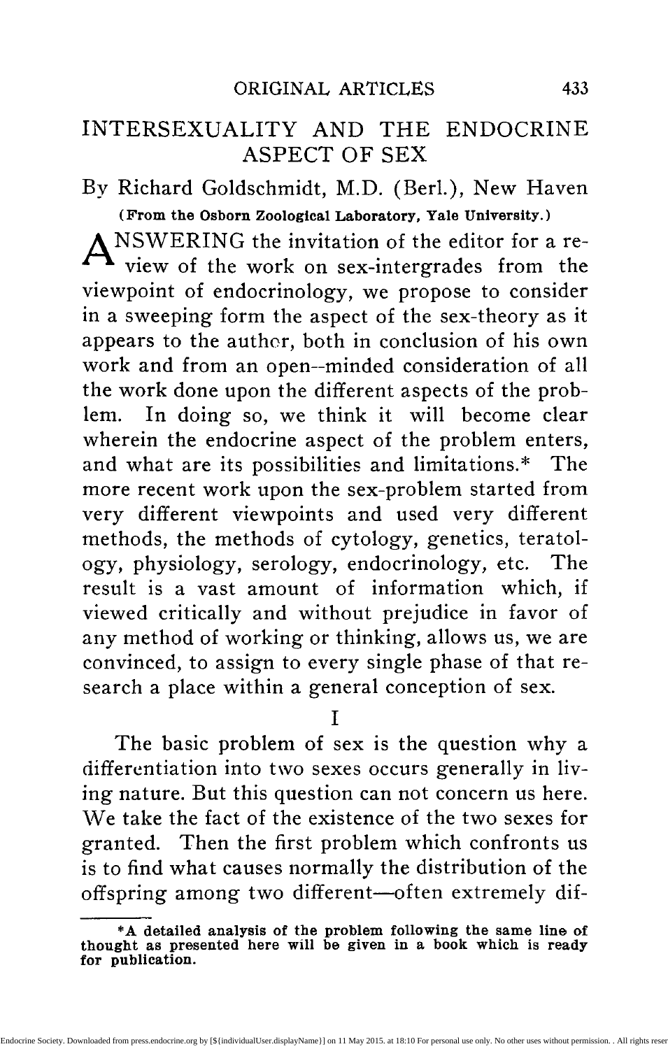## INTERSEXUALITY AND THE ENDOCRINE ASPECT OF SEX

By Richard Goldschmidt, M.D. (Berl.), New Haven

**(From the Osborn Zoological Laboratory, Yale University.)**

ANSWERING the invitation of the editor for a review of the work on sex-intergrades from the viewpoint of endocrinology, we propose to consider in a sweeping form the aspect of the sex-theory as it appears to the author, both in conclusion of his own work and from an open--minded consideration of all the work done upon the different aspects of the problem. In doing so, we think it will become clear wherein the endocrine aspect of the problem enters, and what are its possibilities and limitations.* The more recent work upon the sex-problem started from very different viewpoints and used very different methods, the methods of cytology, genetics, teratology, physiology, serology, endocrinology, etc. The result is a vast amount of information which, if viewed critically and without prejudice in favor of any method of working or thinking, allows us, we are convinced, to assign to every single phase of that research a place within a general conception of sex.

### I

The basic problem of sex is the question why a differentiation into two sexes occurs generally in living nature. But this question can not concern us here. We take the fact of the existence of the two sexes for granted. Then the first problem which confronts us is to find what causes normally the distribution of the offspring among two different—often extremely dif-

*A detailed analysis of the problem following the same line of thought as presented here will be given in a book which is ready for publication.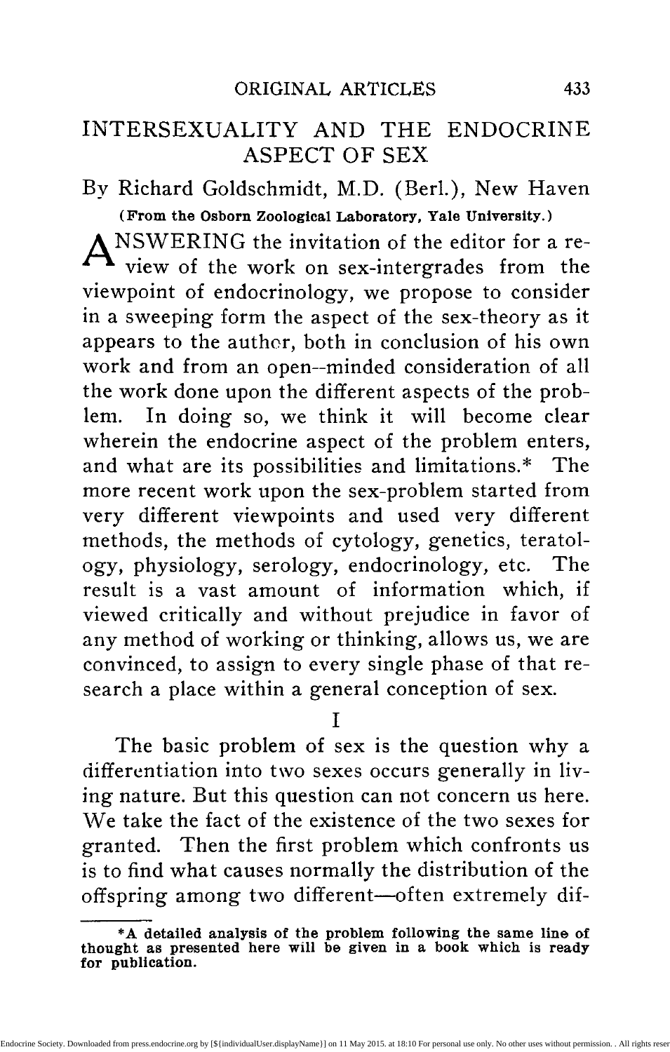ORIGINAL ARTICLES

# INTERSEXUALITY AND THE ENDOCRINE ASPECT OF SEX

By Richard Goldschmidt, M.D. (Berl.), New Haven

**(From the Osborn Zoological Laboratory, Yale University.)**

ANSWERING the invitation of the editor for a review of the work on sex-intergrades from the viewpoint of endocrinology, we propose to consider in a sweeping form the aspect of the sex-theory as it appears to the author, both in conclusion of his own work and from an open--minded consideration of all the work done upon the different aspects of the problem. In doing so, we think it will become clear wherein the endocrine aspect of the problem enters, and what are its possibilities and limitations.* The more recent work upon the sex-problem started from very different viewpoints and used very different methods, the methods of cytology, genetics, teratology, physiology, serology, endocrinology, etc. The result is a vast amount of information which, if viewed critically and without prejudice in favor of any method of working or thinking, allows us, we are convinced, to assign to every single phase of that research a place within a general conception of sex.

## I

The basic problem of sex is the question why a differentiation into two sexes occurs generally in living nature. But this question can not concern us here. We take the fact of the existence of the two sexes for granted. Then the first problem which confronts us is to find what causes normally the distribution of the offspring among two different—often extremely dif-

---

**\*A detailed analysis of the problem following the same line of thought as presented here will be given in a book which is ready for publication.**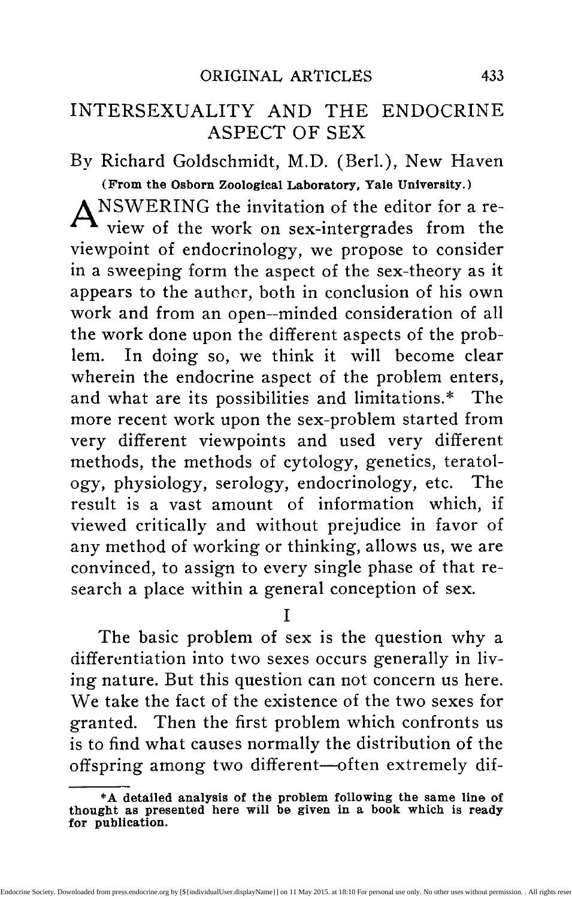ORIGINAL ARTICLES

# INTERSEXUALITY AND THE ENDOCRINE ASPECT OF SEX

By Richard Goldschmidt, M.D. (Berl.), New Haven

**(From the Osborn Zoological Laboratory, Yale University.)**

ANSWERING the invitation of the editor for a review of the work on sex-intergrades from the viewpoint of endocrinology, we propose to consider in a sweeping form the aspect of the sex-theory as it appears to the author, both in conclusion of his own work and from an open--minded consideration of all the work done upon the different aspects of the problem. In doing so, we think it will become clear wherein the endocrine aspect of the problem enters, and what are its possibilities and limitations.* The more recent work upon the sex-problem started from very different viewpoints and used very different methods, the methods of cytology, genetics, teratology, physiology, serology, endocrinology, etc. The result is a vast amount of information which, if viewed critically and without prejudice in favor of any method of working or thinking, allows us, we are convinced, to assign to every single phase of that research a place within a general conception of sex.

## I

The basic problem of sex is the question why a differentiation into two sexes occurs generally in living nature. But this question can not concern us here. We take the fact of the existence of the two sexes for granted. Then the first problem which confronts us is to find what causes normally the distribution of the offspring among two different—often extremely dif-

---

**\*A detailed analysis of the problem following the same line of thought as presented here will be given in a book which is ready for publication.**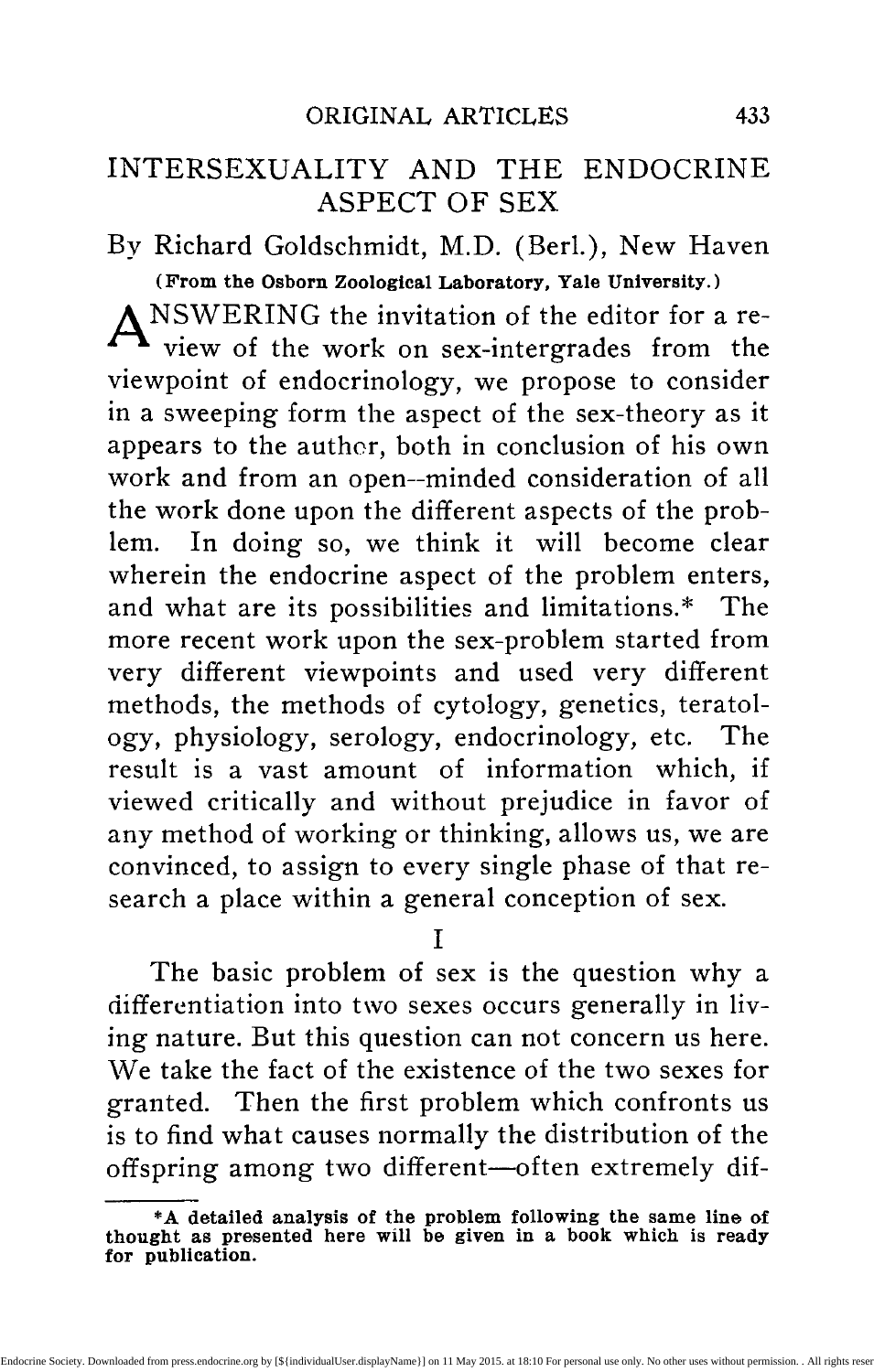# INTERSEXUALITY AND THE ENDOCRINE ASPECT OF SEX

By Richard Goldschmidt, M.D. (Berl.), New Haven

**(From the Osborn Zoological Laboratory, Yale University.)**

ANSWERING the invitation of the editor for a review of the work on sex-intergrades from the viewpoint of endocrinology, we propose to consider in a sweeping form the aspect of the sex-theory as it appears to the author, both in conclusion of his own work and from an open--minded consideration of all the work done upon the different aspects of the problem. In doing so, we think it will become clear wherein the endocrine aspect of the problem enters, and what are its possibilities and limitations.* The more recent work upon the sex-problem started from very different viewpoints and used very different methods, the methods of cytology, genetics, teratology, physiology, serology, endocrinology, etc. The result is a vast amount of information which, if viewed critically and without prejudice in favor of any method of working or thinking, allows us, we are convinced, to assign to every single phase of that research a place within a general conception of sex.

## I

The basic problem of sex is the question why a differentiation into two sexes occurs generally in living nature. But this question can not concern us here. We take the fact of the existence of the two sexes for granted. Then the first problem which confronts us is to find what causes normally the distribution of the offspring among two different—often extremely dif-

*A detailed analysis of the problem following the same line of thought as presented here will be given in a book which is ready for publication.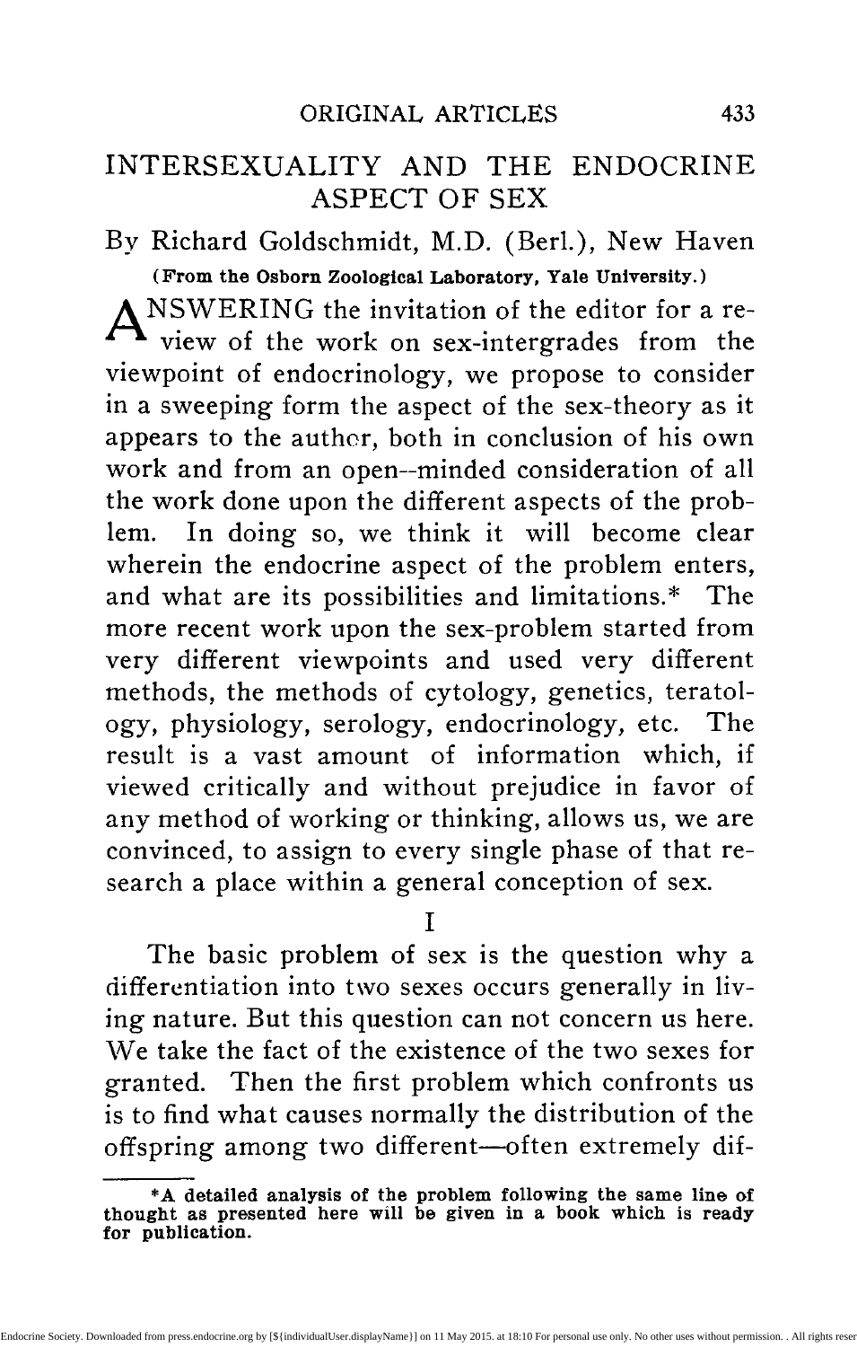# INTERSEXUALITY AND THE ENDOCRINE ASPECT OF SEX

By Richard Goldschmidt, M.D. (Berl.), New Haven

**(From the Osborn Zoological Laboratory, Yale University.)**

ANSWERING the invitation of the editor for a review of the work on sex-intergrades from the viewpoint of endocrinology, we propose to consider in a sweeping form the aspect of the sex-theory as it appears to the author, both in conclusion of his own work and from an open--minded consideration of all the work done upon the different aspects of the problem. In doing so, we think it will become clear wherein the endocrine aspect of the problem enters, and what are its possibilities and limitations.* The more recent work upon the sex-problem started from very different viewpoints and used very different methods, the methods of cytology, genetics, teratology, physiology, serology, endocrinology, etc. The result is a vast amount of information which, if viewed critically and without prejudice in favor of any method of working or thinking, allows us, we are convinced, to assign to every single phase of that research a place within a general conception of sex.

## I

The basic problem of sex is the question why a differentiation into two sexes occurs generally in living nature. But this question can not concern us here. We take the fact of the existence of the two sexes for granted. Then the first problem which confronts us is to find what causes normally the distribution of the offspring among two different—often extremely dif-

**\*A detailed analysis of the problem following the same line of thought as presented here will be given in a book which is ready for publication.**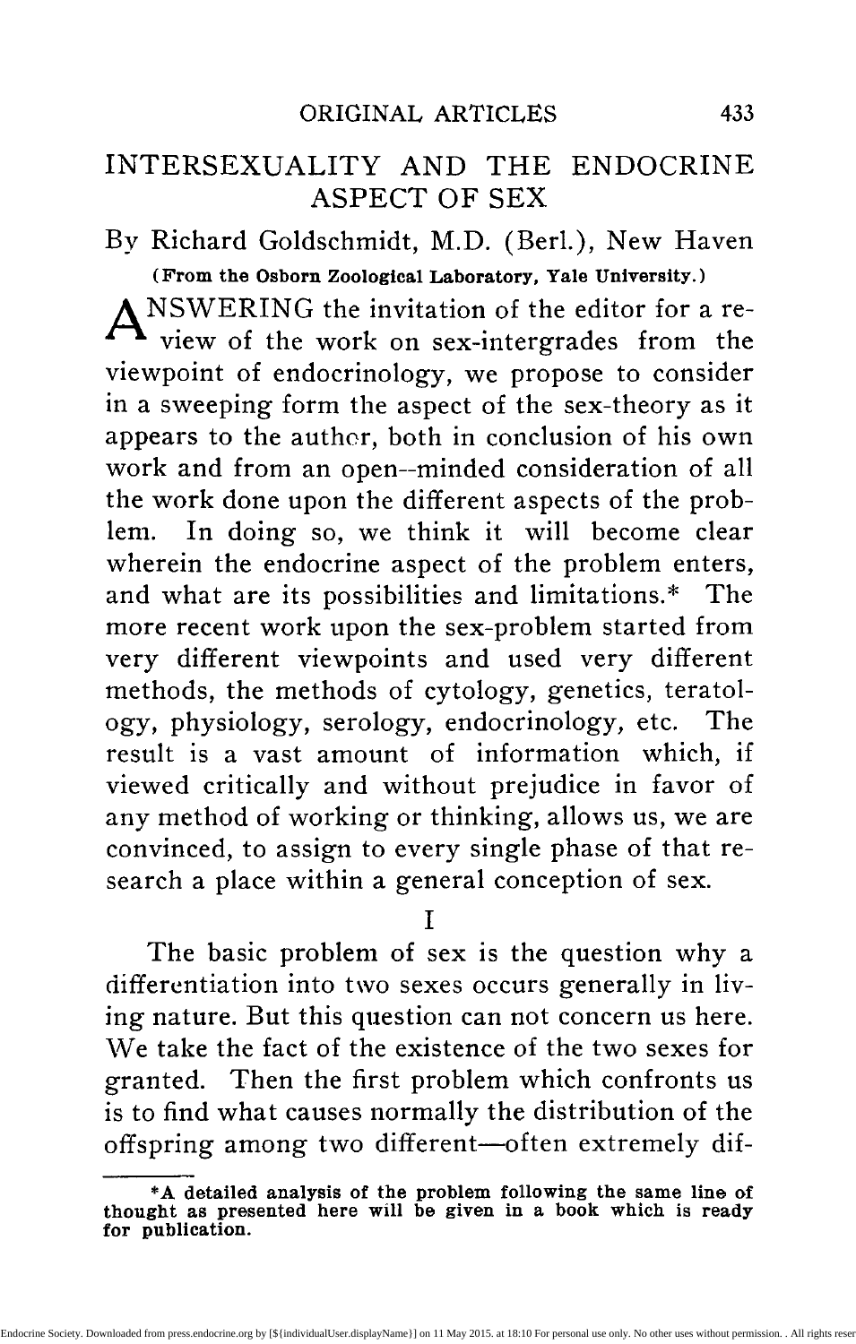# INTERSEXUALITY AND THE ENDOCRINE ASPECT OF SEX

By Richard Goldschmidt, M.D. (Berl.), New Haven

**(From the Osborn Zoological Laboratory, Yale University.)**

ANSWERING the invitation of the editor for a review of the work on sex-intergrades from the viewpoint of endocrinology, we propose to consider in a sweeping form the aspect of the sex-theory as it appears to the author, both in conclusion of his own work and from an open--minded consideration of all the work done upon the different aspects of the problem. In doing so, we think it will become clear wherein the endocrine aspect of the problem enters, and what are its possibilities and limitations.* The more recent work upon the sex-problem started from very different viewpoints and used very different methods, the methods of cytology, genetics, teratology, physiology, serology, endocrinology, etc. The result is a vast amount of information which, if viewed critically and without prejudice in favor of any method of working or thinking, allows us, we are convinced, to assign to every single phase of that research a place within a general conception of sex.

## I

The basic problem of sex is the question why a differentiation into two sexes occurs generally in living nature. But this question can not concern us here. We take the fact of the existence of the two sexes for granted. Then the first problem which confronts us is to find what causes normally the distribution of the offspring among two different—often extremely dif-

**\*A detailed analysis of the problem following the same line of thought as presented here will be given in a book which is ready for publication.**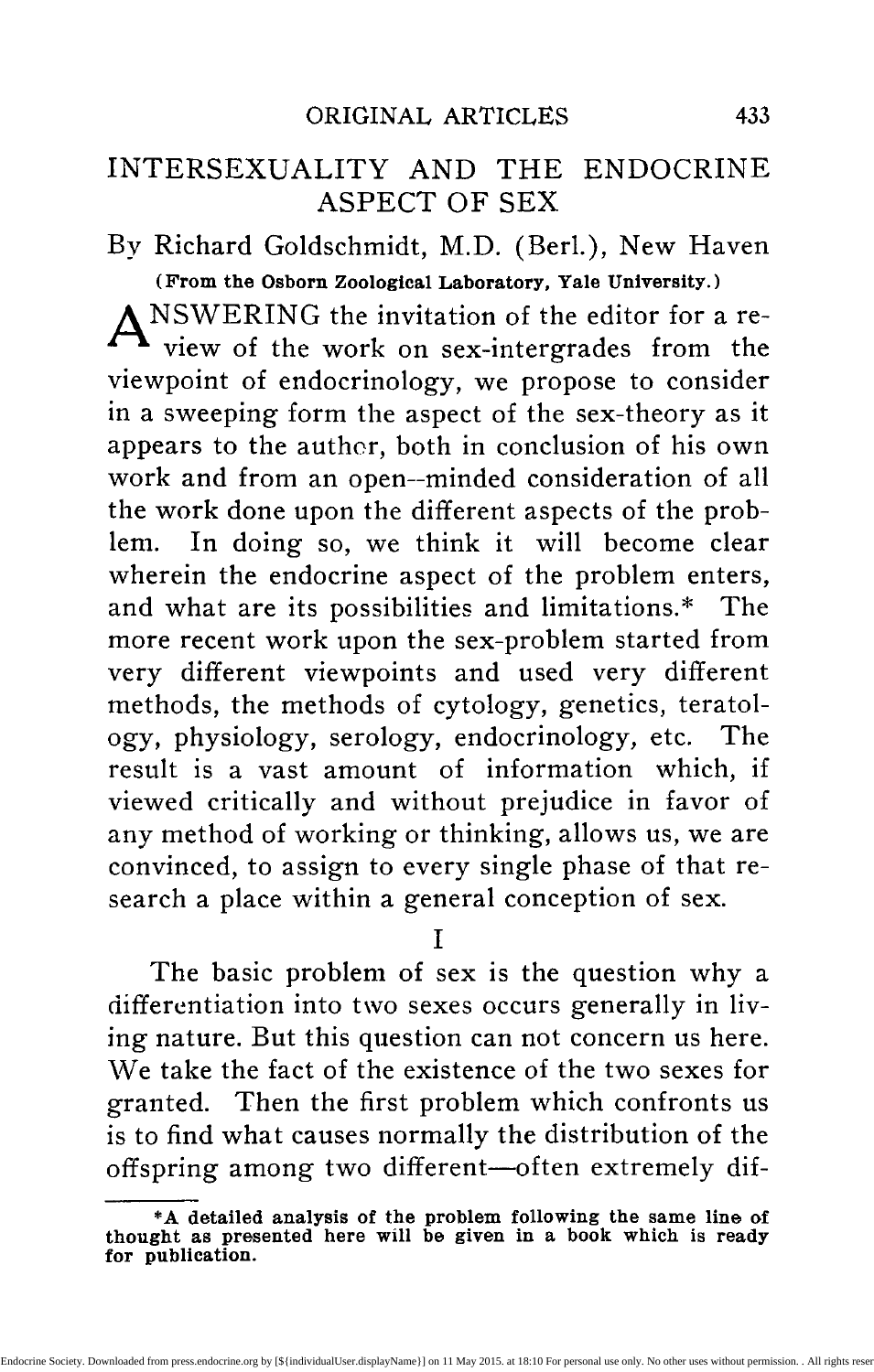# INTERSEXUALITY AND THE ENDOCRINE ASPECT OF SEX

By Richard Goldschmidt, M.D. (Berl.), New Haven

**(From the Osborn Zoological Laboratory, Yale University.)**

ANSWERING the invitation of the editor for a review of the work on sex-intergrades from the viewpoint of endocrinology, we propose to consider in a sweeping form the aspect of the sex-theory as it appears to the author, both in conclusion of his own work and from an open--minded consideration of all the work done upon the different aspects of the problem. In doing so, we think it will become clear wherein the endocrine aspect of the problem enters, and what are its possibilities and limitations.* The more recent work upon the sex-problem started from very different viewpoints and used very different methods, the methods of cytology, genetics, teratology, physiology, serology, endocrinology, etc. The result is a vast amount of information which, if viewed critically and without prejudice in favor of any method of working or thinking, allows us, we are convinced, to assign to every single phase of that research a place within a general conception of sex.

## I

The basic problem of sex is the question why a differentiation into two sexes occurs generally in living nature. But this question can not concern us here. We take the fact of the existence of the two sexes for granted. Then the first problem which confronts us is to find what causes normally the distribution of the offspring among two different—often extremely dif-

**\*A detailed analysis of the problem following the same line of thought as presented here will be given in a book which is ready for publication.**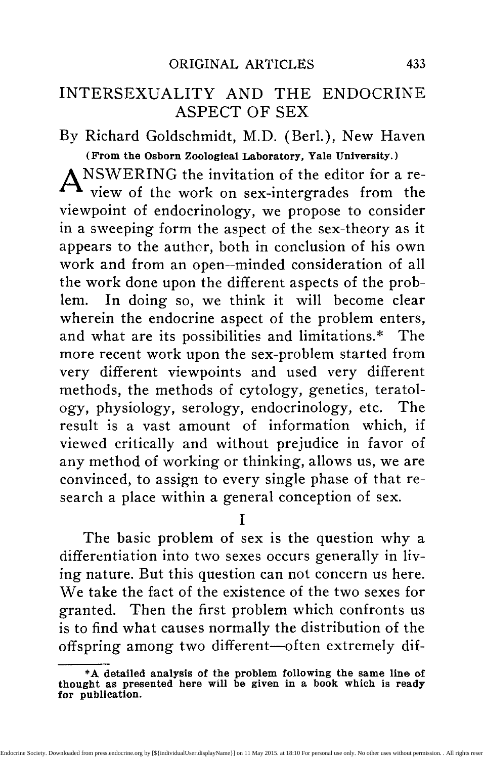# INTERSEXUALITY AND THE ENDOCRINE ASPECT OF SEX

By Richard Goldschmidt, M.D. (Berl.), New Haven

**(From the Osborn Zoological Laboratory, Yale University.)**

ANSWERING the invitation of the editor for a review of the work on sex-intergrades from the viewpoint of endocrinology, we propose to consider in a sweeping form the aspect of the sex-theory as it appears to the author, both in conclusion of his own work and from an open--minded consideration of all the work done upon the different aspects of the problem. In doing so, we think it will become clear wherein the endocrine aspect of the problem enters, and what are its possibilities and limitations.* The more recent work upon the sex-problem started from very different viewpoints and used very different methods, the methods of cytology, genetics, teratology, physiology, serology, endocrinology, etc. The result is a vast amount of information which, if viewed critically and without prejudice in favor of any method of working or thinking, allows us, we are convinced, to assign to every single phase of that research a place within a general conception of sex.

## I

The basic problem of sex is the question why a differentiation into two sexes occurs generally in living nature. But this question can not concern us here. We take the fact of the existence of the two sexes for granted. Then the first problem which confronts us is to find what causes normally the distribution of the offspring among two different—often extremely dif-

**\*A detailed analysis of the problem following the same line of thought as presented here will be given in a book which is ready for publication.**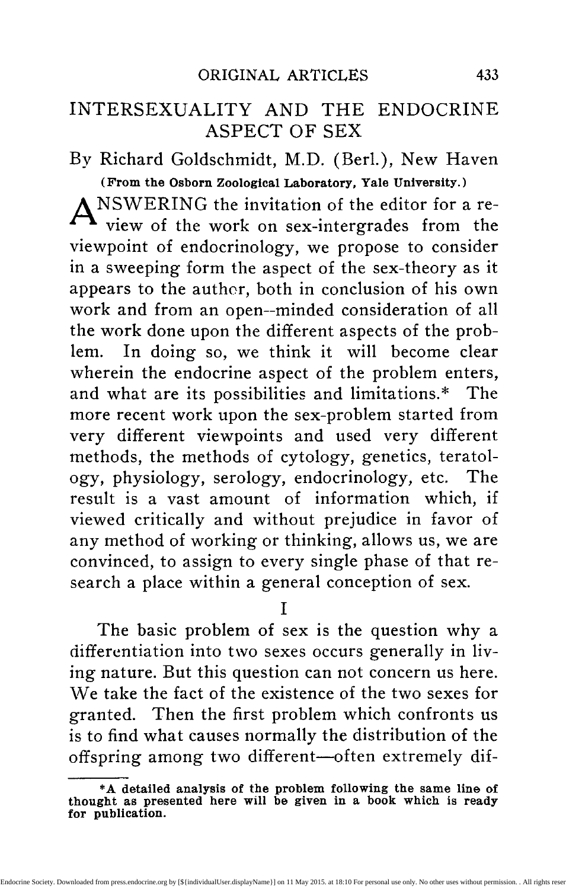# INTERSEXUALITY AND THE ENDOCRINE ASPECT OF SEX

By Richard Goldschmidt, M.D. (Berl.), New Haven

**(From the Osborn Zoological Laboratory, Yale University.)**

ANSWERING the invitation of the editor for a review of the work on sex-intergrades from the viewpoint of endocrinology, we propose to consider in a sweeping form the aspect of the sex-theory as it appears to the author, both in conclusion of his own work and from an open--minded consideration of all the work done upon the different aspects of the problem. In doing so, we think it will become clear wherein the endocrine aspect of the problem enters, and what are its possibilities and limitations.* The more recent work upon the sex-problem started from very different viewpoints and used very different methods, the methods of cytology, genetics, teratology, physiology, serology, endocrinology, etc. The result is a vast amount of information which, if viewed critically and without prejudice in favor of any method of working or thinking, allows us, we are convinced, to assign to every single phase of that research a place within a general conception of sex.

## I

The basic problem of sex is the question why a differentiation into two sexes occurs generally in living nature. But this question can not concern us here. We take the fact of the existence of the two sexes for granted. Then the first problem which confronts us is to find what causes normally the distribution of the offspring among two different—often extremely dif-

---

**\*A detailed analysis of the problem following the same line of thought as presented here will be given in a book which is ready for publication.**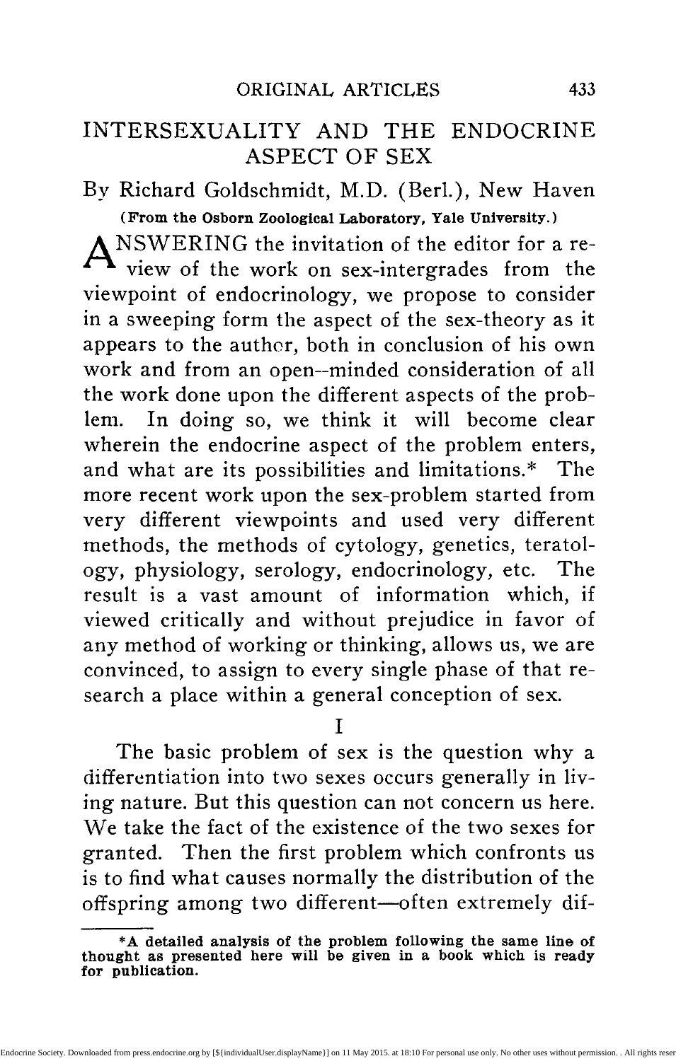# INTERSEXUALITY AND THE ENDOCRINE ASPECT OF SEX

By Richard Goldschmidt, M.D. (Berl.), New Haven

**(From the Osborn Zoological Laboratory, Yale University.)**

ANSWERING the invitation of the editor for a review of the work on sex-intergrades from the viewpoint of endocrinology, we propose to consider in a sweeping form the aspect of the sex-theory as it appears to the author, both in conclusion of his own work and from an open--minded consideration of all the work done upon the different aspects of the problem. In doing so, we think it will become clear wherein the endocrine aspect of the problem enters, and what are its possibilities and limitations.* The more recent work upon the sex-problem started from very different viewpoints and used very different methods, the methods of cytology, genetics, teratology, physiology, serology, endocrinology, etc. The result is a vast amount of information which, if viewed critically and without prejudice in favor of any method of working or thinking, allows us, we are convinced, to assign to every single phase of that research a place within a general conception of sex.

## I

The basic problem of sex is the question why a differentiation into two sexes occurs generally in living nature. But this question can not concern us here. We take the fact of the existence of the two sexes for granted. Then the first problem which confronts us is to find what causes normally the distribution of the offspring among two different—often extremely dif-

*A detailed analysis of the problem following the same line of thought as presented here will be given in a book which is ready for publication.